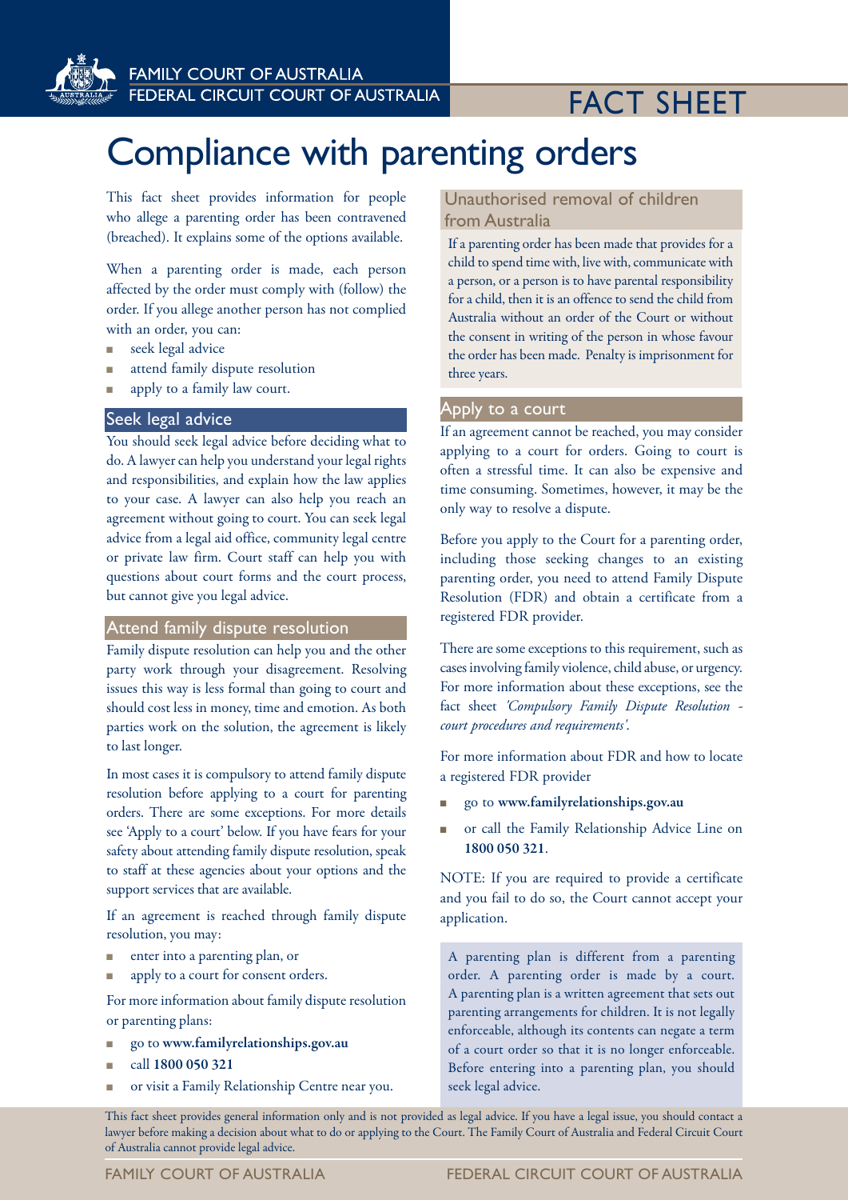# Compliance with parenting orders

This fact sheet provides information for people who allege a parenting order has been contravened (breached). It explains some of the options available.

When a parenting order is made, each person affected by the order must comply with (follow) the order. If you allege another person has not complied with an order, you can:

- seek legal advice
- attend family dispute resolution
- apply to a family law court.

## Seek legal advice

You should seek legal advice before deciding what to do. A lawyer can help you understand your legal rights and responsibilities, and explain how the law applies to your case. A lawyer can also help you reach an agreement without going to court. You can seek legal advice from a legal aid office, community legal centre or private law firm. Court staff can help you with questions about court forms and the court process, but cannot give you legal advice.

## Attend family dispute resolution

Family dispute resolution can help you and the other party work through your disagreement. Resolving issues this way is less formal than going to court and should cost less in money, time and emotion. As both parties work on the solution, the agreement is likely to last longer.

In most cases it is compulsory to attend family dispute resolution before applying to a court for parenting orders. There are some exceptions. For more details see 'Apply to a court' below. If you have fears for your safety about attending family dispute resolution, speak to staff at these agencies about your options and the support services that are available.

If an agreement is reached through family dispute resolution, you may:

- enter into a parenting plan, or
- apply to a court for consent orders.

For more information about family dispute resolution or parenting plans:

- go to **www.familyrelationships.gov.au**
- call **1800 050 321**
- or visit a Family Relationship Centre near you.

## Unauthorised removal of children from Australia

If a parenting order has been made that provides for a child to spend time with, live with, communicate with a person, or a person is to have parental responsibility for a child, then it is an offence to send the child from Australia without an order of the Court or without the consent in writing of the person in whose favour the order has been made. Penalty is imprisonment for three years.

## Apply to a court

If an agreement cannot be reached, you may consider applying to a court for orders. Going to court is often a stressful time. It can also be expensive and time consuming. Sometimes, however, it may be the only way to resolve a dispute.

Before you apply to the Court for a parenting order, including those seeking changes to an existing parenting order, you need to attend Family Dispute Resolution (FDR) and obtain a certificate from a registered FDR provider.

There are some exceptions to this requirement, such as cases involving family violence, child abuse, or urgency. For more information about these exceptions, see the fact sheet *'Compulsory Family Dispute Resolution - court procedures and requirements'*.

For more information about FDR and how to locate a registered FDR provider

- go to **www.familyrelationships.gov.au**
- or call the Family Relationship Advice Line on **1800 050 321**.

NOTE: If you are required to provide a certificate and you fail to do so, the Court cannot accept your application.

A parenting plan is different from a parenting order. A parenting order is made by a court. A parenting plan is a written agreement that sets out parenting arrangements for children. It is not legally enforceable, although its contents can negate a term of a court order so that it is no longer enforceable. Before entering into a parenting plan, you should seek legal advice.

This fact sheet provides general information only and is not provided as legal advice. If you have a legal issue, you should contact a lawyer before making a decision about what to do or applying to the Court. The Family Court of Australia and Federal Circuit Court of Australia cannot provide legal advice.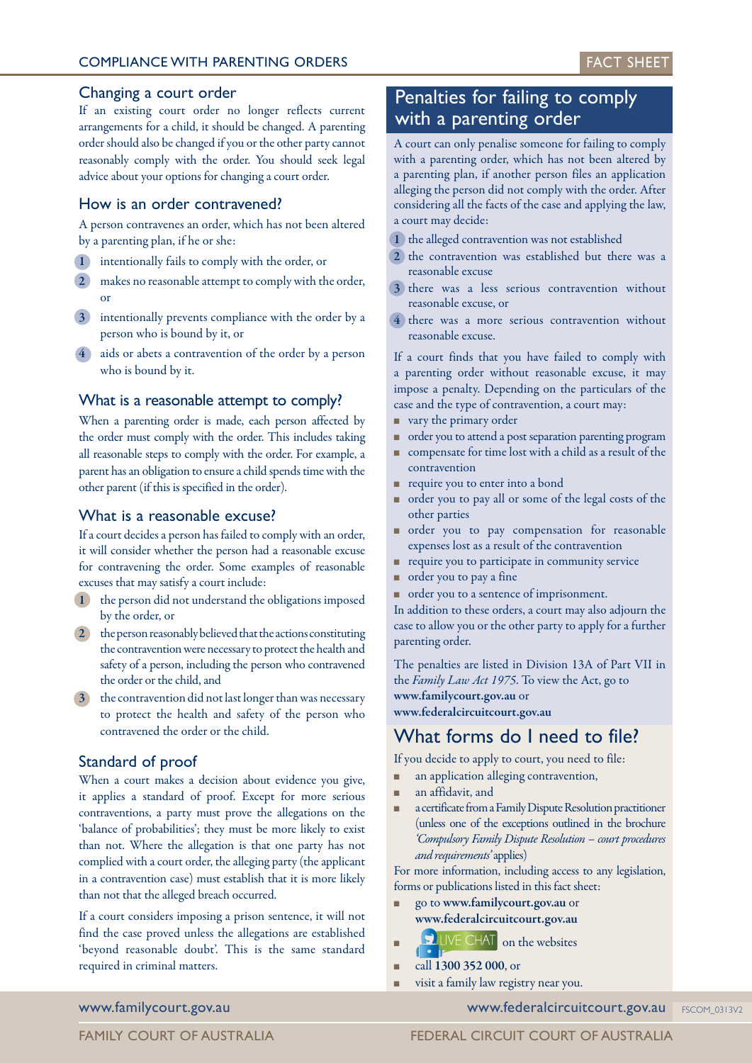## Changing a court order

If an existing court order no longer reflects current arrangements for a child, it should be changed. A parenting order should also be changed if you or the other party cannot reasonably comply with the order. You should seek legal advice about your options for changing a court order.

## How is an order contravened?

A person contravenes an order, which has not been altered by a parenting plan, if he or she:

1. intentionally fails to comply with the order, or
2. makes no reasonable attempt to comply with the order, or
3. intentionally prevents compliance with the order by a person who is bound by it, or
4. aids or abets a contravention of the order by a person who is bound by it.

## What is a reasonable attempt to comply?

When a parenting order is made, each person affected by the order must comply with the order. This includes taking all reasonable steps to comply with the order. For example, a parent has an obligation to ensure a child spends time with the other parent (if this is specified in the order).

## What is a reasonable excuse?

If a court decides a person has failed to comply with an order, it will consider whether the person had a reasonable excuse for contravening the order. Some examples of reasonable excuses that may satisfy a court include:

1. the person did not understand the obligations imposed by the order, or
2. the person reasonably believed that the actions constituting the contravention were necessary to protect the health and safety of a person, including the person who contravened the order or the child, and
3. the contravention did not last longer than was necessary to protect the health and safety of the person who contravened the order or the child.

## Standard of proof

When a court makes a decision about evidence you give, it applies a standard of proof. Except for more serious contraventions, a party must prove the allegations on the 'balance of probabilities'; they must be more likely to exist than not. Where the allegation is that one party has not complied with a court order, the alleging party (the applicant in a contravention case) must establish that it is more likely than not that the alleged breach occurred.

If a court considers imposing a prison sentence, it will not find the case proved unless the allegations are established 'beyond reasonable doubt'. This is the same standard required in criminal matters.

## Penalties for failing to comply with a parenting order

A court can only penalise someone for failing to comply with a parenting order, which has not been altered by a parenting plan, if another person files an application alleging the person did not comply with the order. After considering all the facts of the case and applying the law, a court may decide:

1. the alleged contravention was not established
2. the contravention was established but there was a reasonable excuse
3. there was a less serious contravention without reasonable excuse, or
4. there was a more serious contravention without reasonable excuse.

If a court finds that you have failed to comply with a parenting order without reasonable excuse, it may impose a penalty. Depending on the particulars of the case and the type of contravention, a court may:

- vary the primary order
- order you to attend a post separation parenting program
- compensate for time lost with a child as a result of the contravention
- require you to enter into a bond
- order you to pay all or some of the legal costs of the other parties
- order you to pay compensation for reasonable expenses lost as a result of the contravention
- require you to participate in community service
- order you to pay a fine
- order you to a sentence of imprisonment.

In addition to these orders, a court may also adjourn the case to allow you or the other party to apply for a further parenting order.

The penalties are listed in Division 13A of Part VII in the *Family Law Act 1975*. To view the Act, go to **www.familycourt.gov.au** or **www.federalcircuitcourt.gov.au**

## What forms do I need to file?

If you decide to apply to court, you need to file:

- an application alleging contravention,
- an affidavit, and
- a certificate from a Family Dispute Resolution practitioner (unless one of the exceptions outlined in the brochure *'Compulsory Family Dispute Resolution – court procedures and requirements'* applies)

For more information, including access to any legislation, forms or publications listed in this fact sheet:

- go to **www.familycourt.gov.au** or **www.federalcircuitcourt.gov.au**
- LIVE CHAT on the websites
- call **1300 352 000**, or
- visit a family law registry near you.